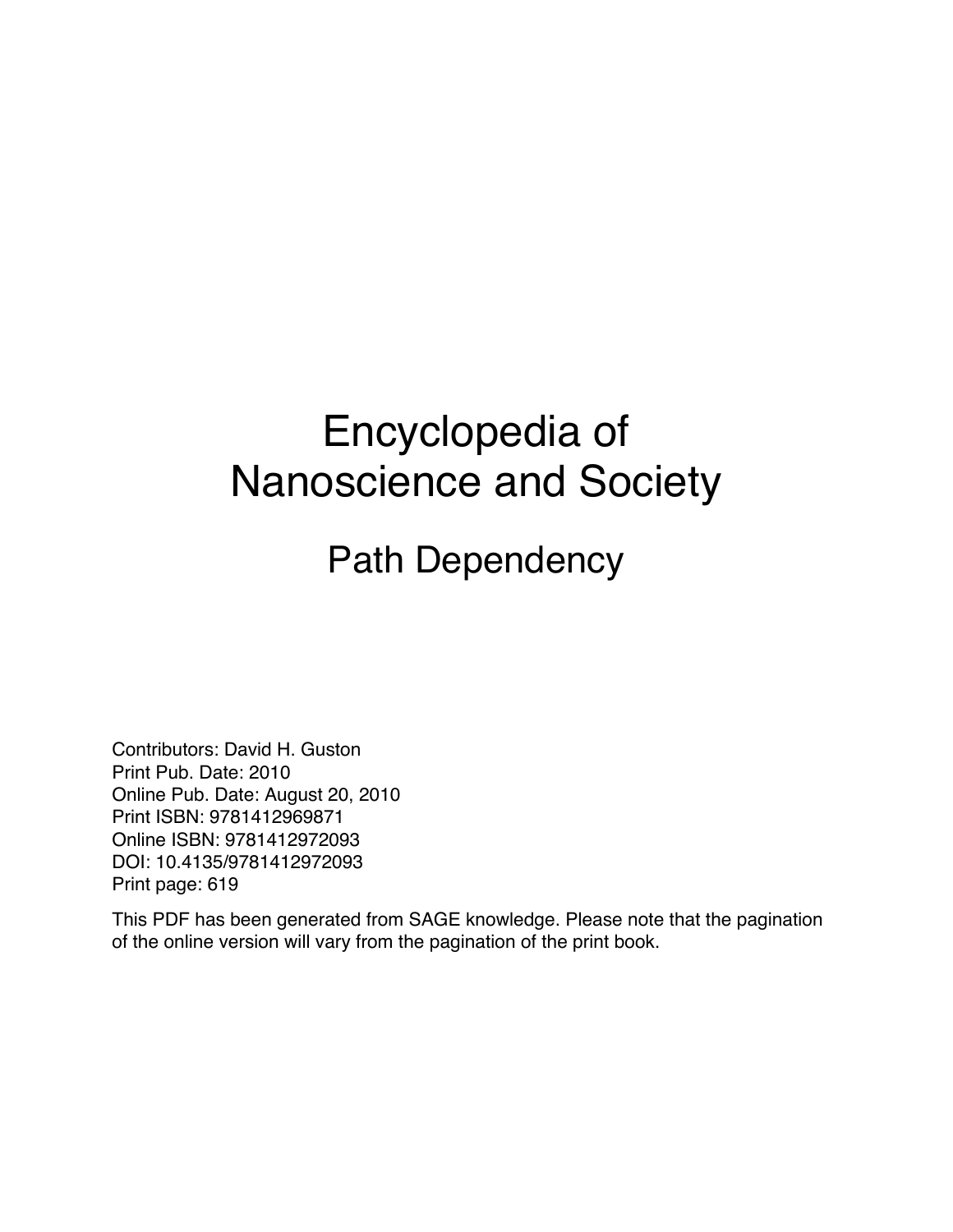# Encyclopedia of Nanoscience and Society

## Path Dependency

Contributors: David H. Guston
Print Pub. Date: 2010
Online Pub. Date: August 20, 2010
Print ISBN: 9781412969871
Online ISBN: 9781412972093
DOI: 10.4135/9781412972093
Print page: 619

This PDF has been generated from SAGE knowledge. Please note that the pagination of the online version will vary from the pagination of the print book.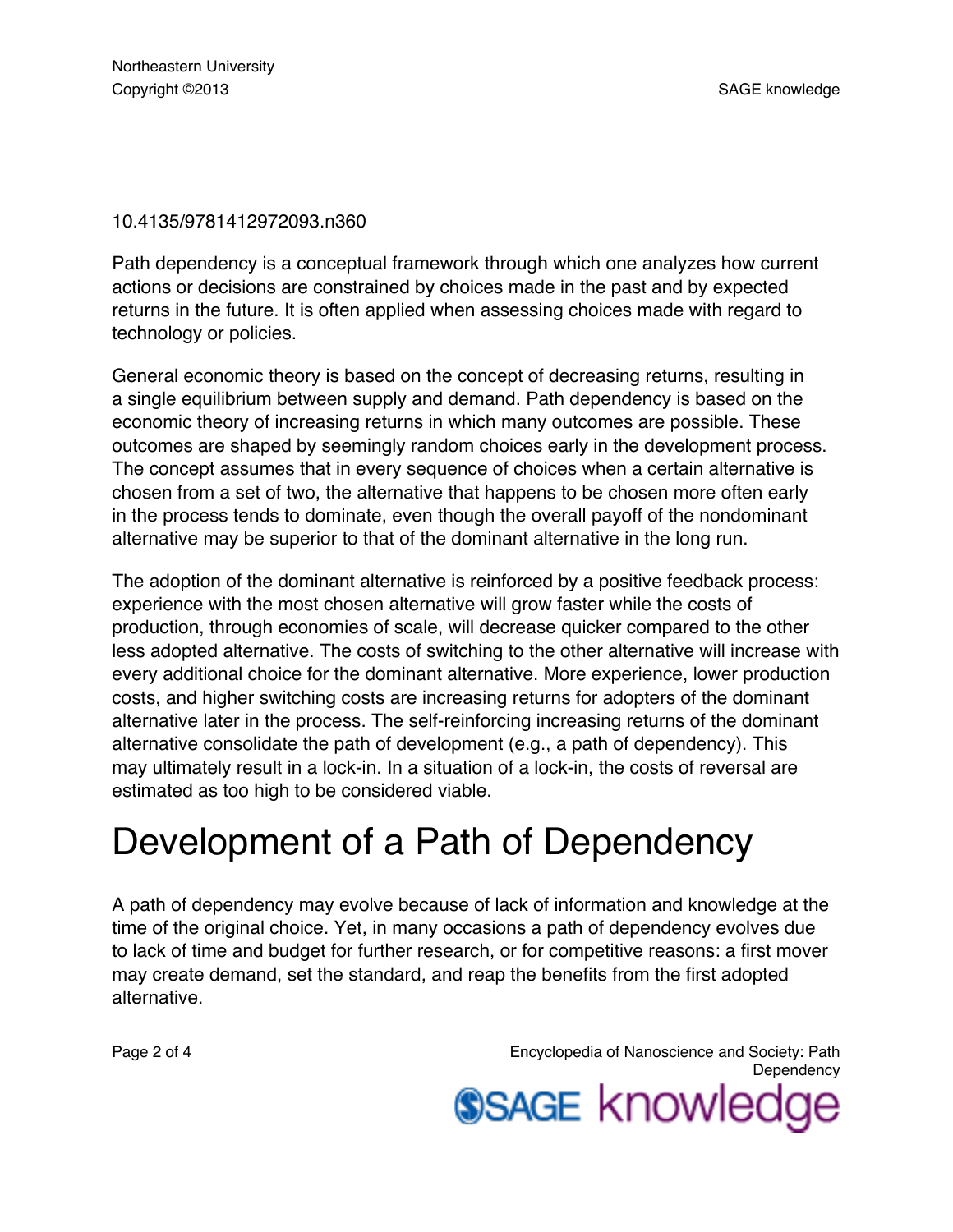10.4135/9781412972093.n360

Path dependency is a conceptual framework through which one analyzes how current actions or decisions are constrained by choices made in the past and by expected returns in the future. It is often applied when assessing choices made with regard to technology or policies.

General economic theory is based on the concept of decreasing returns, resulting in a single equilibrium between supply and demand. Path dependency is based on the economic theory of increasing returns in which many outcomes are possible. These outcomes are shaped by seemingly random choices early in the development process. The concept assumes that in every sequence of choices when a certain alternative is chosen from a set of two, the alternative that happens to be chosen more often early in the process tends to dominate, even though the overall payoff of the nondominant alternative may be superior to that of the dominant alternative in the long run.

The adoption of the dominant alternative is reinforced by a positive feedback process: experience with the most chosen alternative will grow faster while the costs of production, through economies of scale, will decrease quicker compared to the other less adopted alternative. The costs of switching to the other alternative will increase with every additional choice for the dominant alternative. More experience, lower production costs, and higher switching costs are increasing returns for adopters of the dominant alternative later in the process. The self-reinforcing increasing returns of the dominant alternative consolidate the path of development (e.g., a path of dependency). This may ultimately result in a lock-in. In a situation of a lock-in, the costs of reversal are estimated as too high to be considered viable.

# Development of a Path of Dependency

A path of dependency may evolve because of lack of information and knowledge at the time of the original choice. Yet, in many occasions a path of dependency evolves due to lack of time and budget for further research, or for competitive reasons: a first mover may create demand, set the standard, and reap the benefits from the first adopted alternative.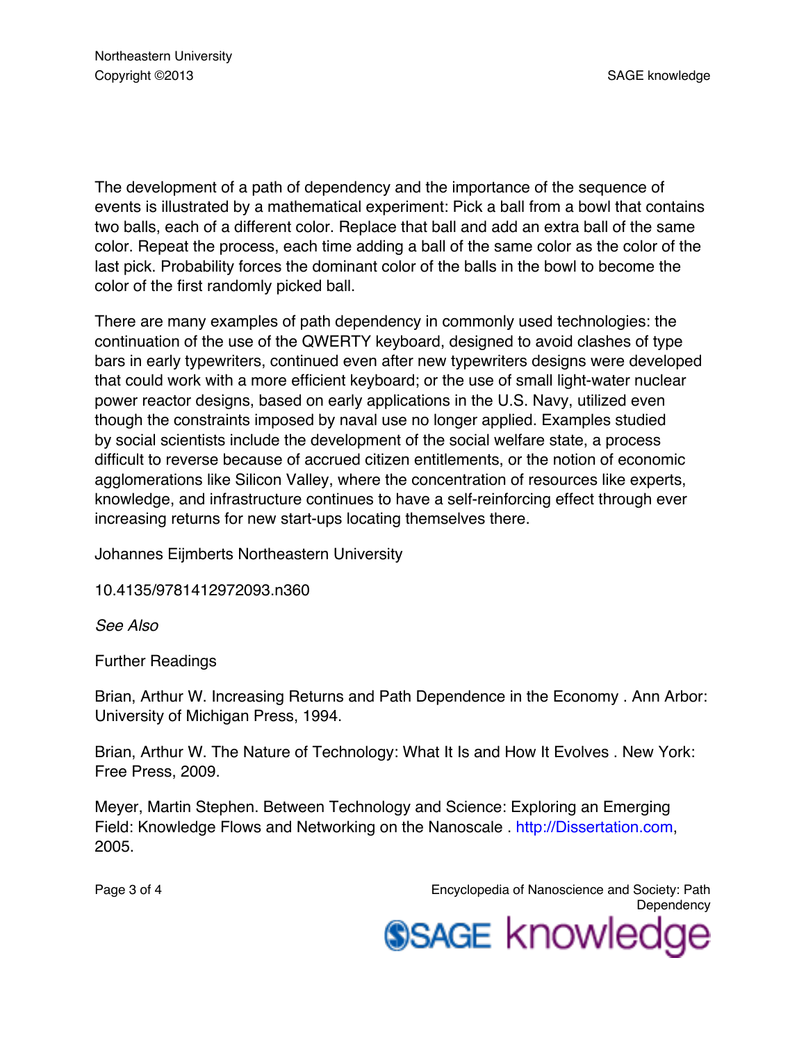The development of a path of dependency and the importance of the sequence of events is illustrated by a mathematical experiment: Pick a ball from a bowl that contains two balls, each of a different color. Replace that ball and add an extra ball of the same color. Repeat the process, each time adding a ball of the same color as the color of the last pick. Probability forces the dominant color of the balls in the bowl to become the color of the first randomly picked ball.

There are many examples of path dependency in commonly used technologies: the continuation of the use of the QWERTY keyboard, designed to avoid clashes of type bars in early typewriters, continued even after new typewriters designs were developed that could work with a more efficient keyboard; or the use of small light-water nuclear power reactor designs, based on early applications in the U.S. Navy, utilized even though the constraints imposed by naval use no longer applied. Examples studied by social scientists include the development of the social welfare state, a process difficult to reverse because of accrued citizen entitlements, or the notion of economic agglomerations like Silicon Valley, where the concentration of resources like experts, knowledge, and infrastructure continues to have a self-reinforcing effect through ever increasing returns for new start-ups locating themselves there.

Johannes Eijmberts Northeastern University

10.4135/9781412972093.n360

*See Also*

Further Readings

Brian, Arthur W. Increasing Returns and Path Dependence in the Economy . Ann Arbor: University of Michigan Press, 1994.

Brian, Arthur W. The Nature of Technology: What It Is and How It Evolves . New York: Free Press, 2009.

Meyer, Martin Stephen. Between Technology and Science: Exploring an Emerging Field: Knowledge Flows and Networking on the Nanoscale . http://Dissertation.com, 2005.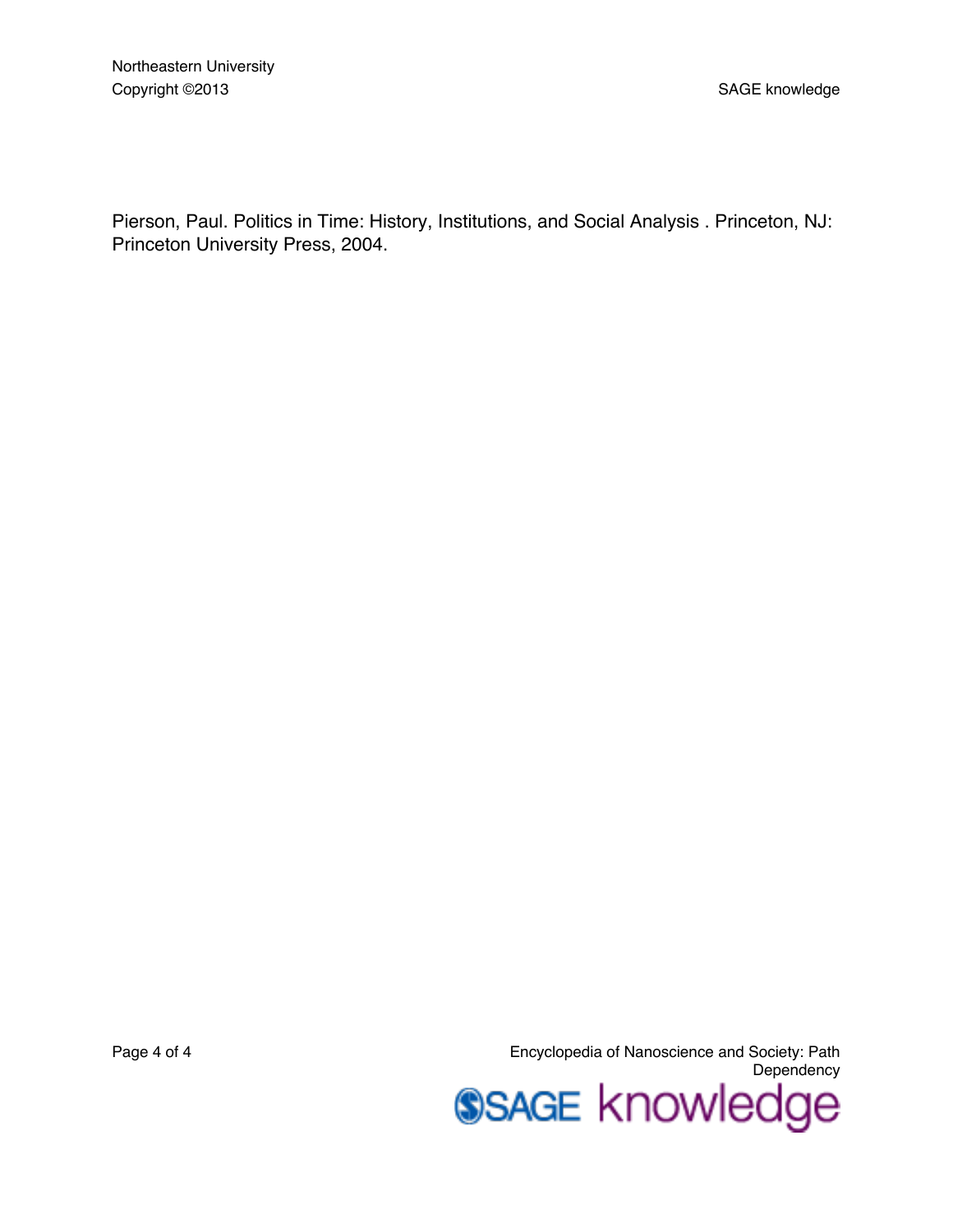Pierson, Paul. Politics in Time: History, Institutions, and Social Analysis . Princeton, NJ: Princeton University Press, 2004.